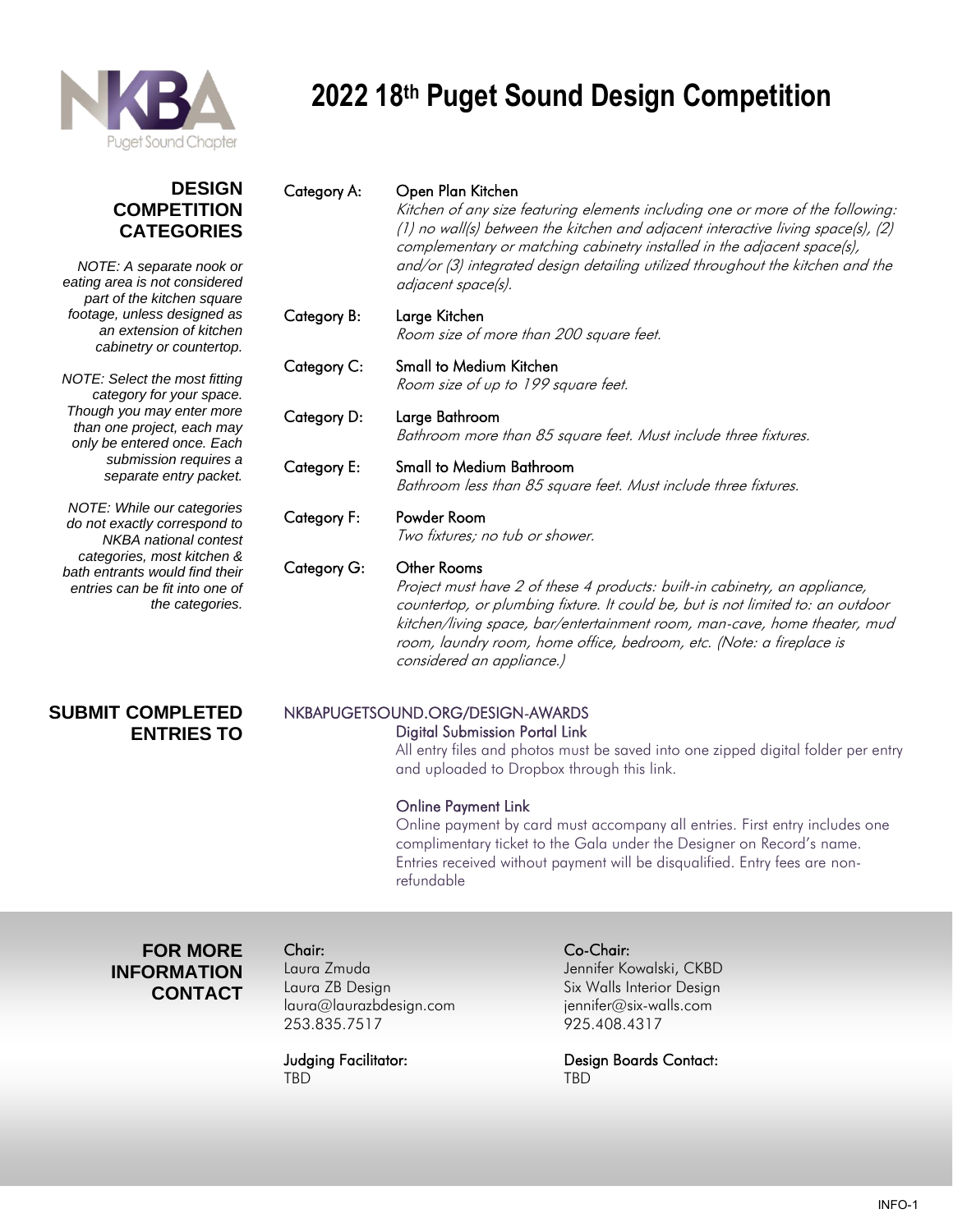# 2022 18th Puget Sound Design Competition

## DESIGN COMPETITION CATEGORIES

*NOTE: A separate nook or eating area is not considered part of the kitchen square footage, unless designed as an extension of kitchen cabinetry or countertop.*

*NOTE: Select the most fitting category for your space. Though you may enter more than one project, each may only be entered once. Each submission requires a separate entry packet.*

*NOTE: While our categories do not exactly correspond to NKBA national contest categories, most kitchen & bath entrants would find their entries can be fit into one of the categories.*

**Category A:** Open Plan Kitchen
*Kitchen of any size featuring elements including one or more of the following: (1) no wall(s) between the kitchen and adjacent interactive living space(s), (2) complementary or matching cabinetry installed in the adjacent space(s), and/or (3) integrated design detailing utilized throughout the kitchen and the adjacent space(s).*

**Category B:** Large Kitchen
*Room size of more than 200 square feet.*

**Category C:** Small to Medium Kitchen
*Room size of up to 199 square feet.*

**Category D:** Large Bathroom
*Bathroom more than 85 square feet. Must include three fixtures.*

**Category E:** Small to Medium Bathroom
*Bathroom less than 85 square feet. Must include three fixtures.*

**Category F:** Powder Room
*Two fixtures; no tub or shower.*

**Category G:** Other Rooms
*Project must have 2 of these 4 products: built-in cabinetry, an appliance, countertop, or plumbing fixture. It could be, but is not limited to: an outdoor kitchen/living space, bar/entertainment room, man-cave, home theater, mud room, laundry room, home office, bedroom, etc. (Note: a fireplace is considered an appliance.)*

## SUBMIT COMPLETED ENTRIES TO

NKBAPUGETSOUND.ORG/DESIGN-AWARDS

**Digital Submission Portal Link**
All entry files and photos must be saved into one zipped digital folder per entry and uploaded to Dropbox through this link.

**Online Payment Link**
Online payment by card must accompany all entries. First entry includes one complimentary ticket to the Gala under the Designer on Record's name. Entries received without payment will be disqualified. Entry fees are non-refundable

## FOR MORE INFORMATION CONTACT

**Chair:**
Laura Zmuda
Laura ZB Design
laura@laurazbdesign.com
253.835.7517

**Co-Chair:**
Jennifer Kowalski, CKBD
Six Walls Interior Design
jennifer@six-walls.com
925.408.4317

**Judging Facilitator:**
TBD

**Design Boards Contact:**
TBD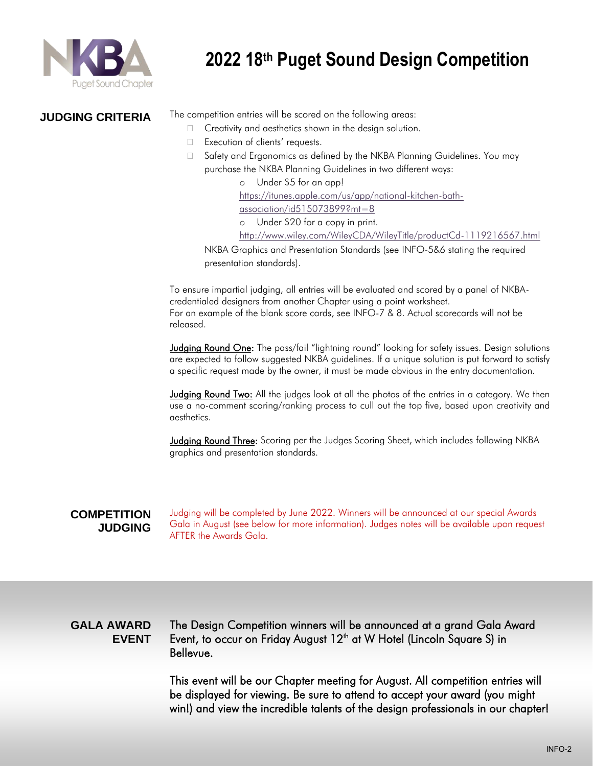# 2022 18th Puget Sound Design Competition

## JUDGING CRITERIA

The competition entries will be scored on the following areas:

- Creativity and aesthetics shown in the design solution.
- Execution of clients' requests.
- Safety and Ergonomics as defined by the NKBA Planning Guidelines. You may purchase the NKBA Planning Guidelines in two different ways:
  - Under $5 for an app! https://itunes.apple.com/us/app/national-kitchen-bath-association/id515073899?mt=8
  - Under $20 for a copy in print. http://www.wiley.com/WileyCDA/WileyTitle/productCd-1119216567.html

  NKBA Graphics and Presentation Standards (see INFO-5&6 stating the required presentation standards).

To ensure impartial judging, all entries will be evaluated and scored by a panel of NKBA-credentialed designers from another Chapter using a point worksheet.
For an example of the blank score cards, see INFO-7 & 8. Actual scorecards will not be released.

**Judging Round One:** The pass/fail "lightning round" looking for safety issues. Design solutions are expected to follow suggested NKBA guidelines. If a unique solution is put forward to satisfy a specific request made by the owner, it must be made obvious in the entry documentation.

**Judging Round Two:** All the judges look at all the photos of the entries in a category. We then use a no-comment scoring/ranking process to cull out the top five, based upon creativity and aesthetics.

**Judging Round Three:** Scoring per the Judges Scoring Sheet, which includes following NKBA graphics and presentation standards.

## COMPETITION JUDGING

Judging will be completed by June 2022. Winners will be announced at our special Awards Gala in August (see below for more information). Judges notes will be available upon request AFTER the Awards Gala.

## GALA AWARD EVENT

The Design Competition winners will be announced at a grand Gala Award Event, to occur on Friday August 12th at W Hotel (Lincoln Square S) in Bellevue.

This event will be our Chapter meeting for August. All competition entries will be displayed for viewing. Be sure to attend to accept your award (you might win!) and view the incredible talents of the design professionals in our chapter!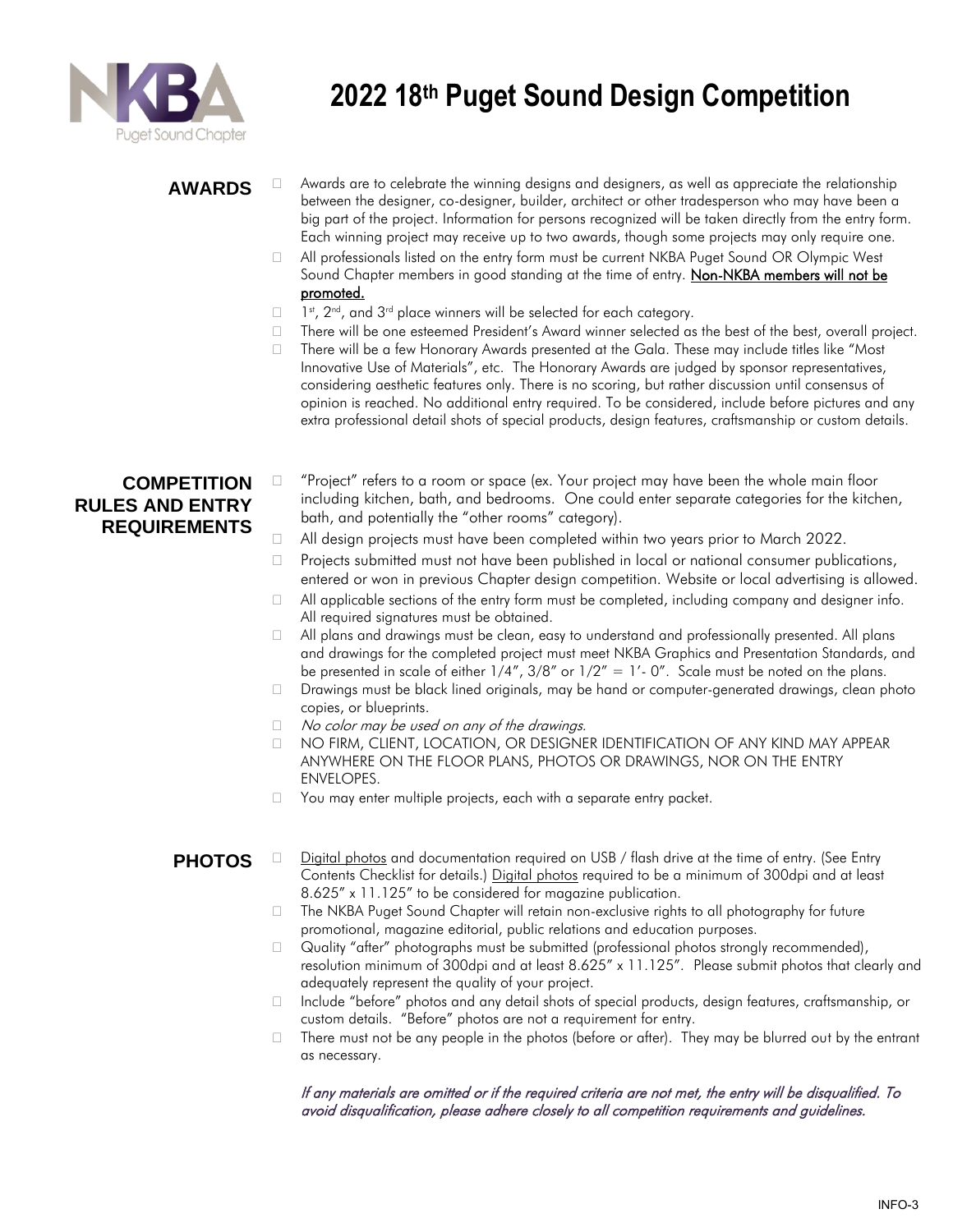# 2022 18th Puget Sound Design Competition

## AWARDS

- Awards are to celebrate the winning designs and designers, as well as appreciate the relationship between the designer, co-designer, builder, architect or other tradesperson who may have been a big part of the project. Information for persons recognized will be taken directly from the entry form. Each winning project may receive up to two awards, though some projects may only require one.
- All professionals listed on the entry form must be current NKBA Puget Sound OR Olympic West Sound Chapter members in good standing at the time of entry. <u>Non-NKBA members will not be promoted.</u>
- 1st, 2nd, and 3rd place winners will be selected for each category.
- There will be one esteemed President's Award winner selected as the best of the best, overall project.
- There will be a few Honorary Awards presented at the Gala. These may include titles like "Most Innovative Use of Materials", etc. The Honorary Awards are judged by sponsor representatives, considering aesthetic features only. There is no scoring, but rather discussion until consensus of opinion is reached. No additional entry required. To be considered, include before pictures and any extra professional detail shots of special products, design features, craftsmanship or custom details.

## COMPETITION RULES AND ENTRY REQUIREMENTS

- "Project" refers to a room or space (ex. Your project may have been the whole main floor including kitchen, bath, and bedrooms. One could enter separate categories for the kitchen, bath, and potentially the "other rooms" category).
- All design projects must have been completed within two years prior to March 2022.
- Projects submitted must not have been published in local or national consumer publications, entered or won in previous Chapter design competition. Website or local advertising is allowed.
- All applicable sections of the entry form must be completed, including company and designer info. All required signatures must be obtained.
- All plans and drawings must be clean, easy to understand and professionally presented. All plans and drawings for the completed project must meet NKBA Graphics and Presentation Standards, and be presented in scale of either 1/4", 3/8" or 1/2" = 1'- 0". Scale must be noted on the plans.
- Drawings must be black lined originals, may be hand or computer-generated drawings, clean photo copies, or blueprints.
- *No color may be used on any of the drawings.*
- NO FIRM, CLIENT, LOCATION, OR DESIGNER IDENTIFICATION OF ANY KIND MAY APPEAR ANYWHERE ON THE FLOOR PLANS, PHOTOS OR DRAWINGS, NOR ON THE ENTRY ENVELOPES.
- You may enter multiple projects, each with a separate entry packet.

## PHOTOS

- <u>Digital photos</u> and documentation required on USB / flash drive at the time of entry. (See Entry Contents Checklist for details.) <u>Digital photos</u> required to be a minimum of 300dpi and at least 8.625" x 11.125" to be considered for magazine publication.
- The NKBA Puget Sound Chapter will retain non-exclusive rights to all photography for future promotional, magazine editorial, public relations and education purposes.
- Quality "after" photographs must be submitted (professional photos strongly recommended), resolution minimum of 300dpi and at least 8.625" x 11.125". Please submit photos that clearly and adequately represent the quality of your project.
- Include "before" photos and any detail shots of special products, design features, craftsmanship, or custom details. "Before" photos are not a requirement for entry.
- There must not be any people in the photos (before or after). They may be blurred out by the entrant as necessary.

*If any materials are omitted or if the required criteria are not met, the entry will be disqualified. To avoid disqualification, please adhere closely to all competition requirements and guidelines.*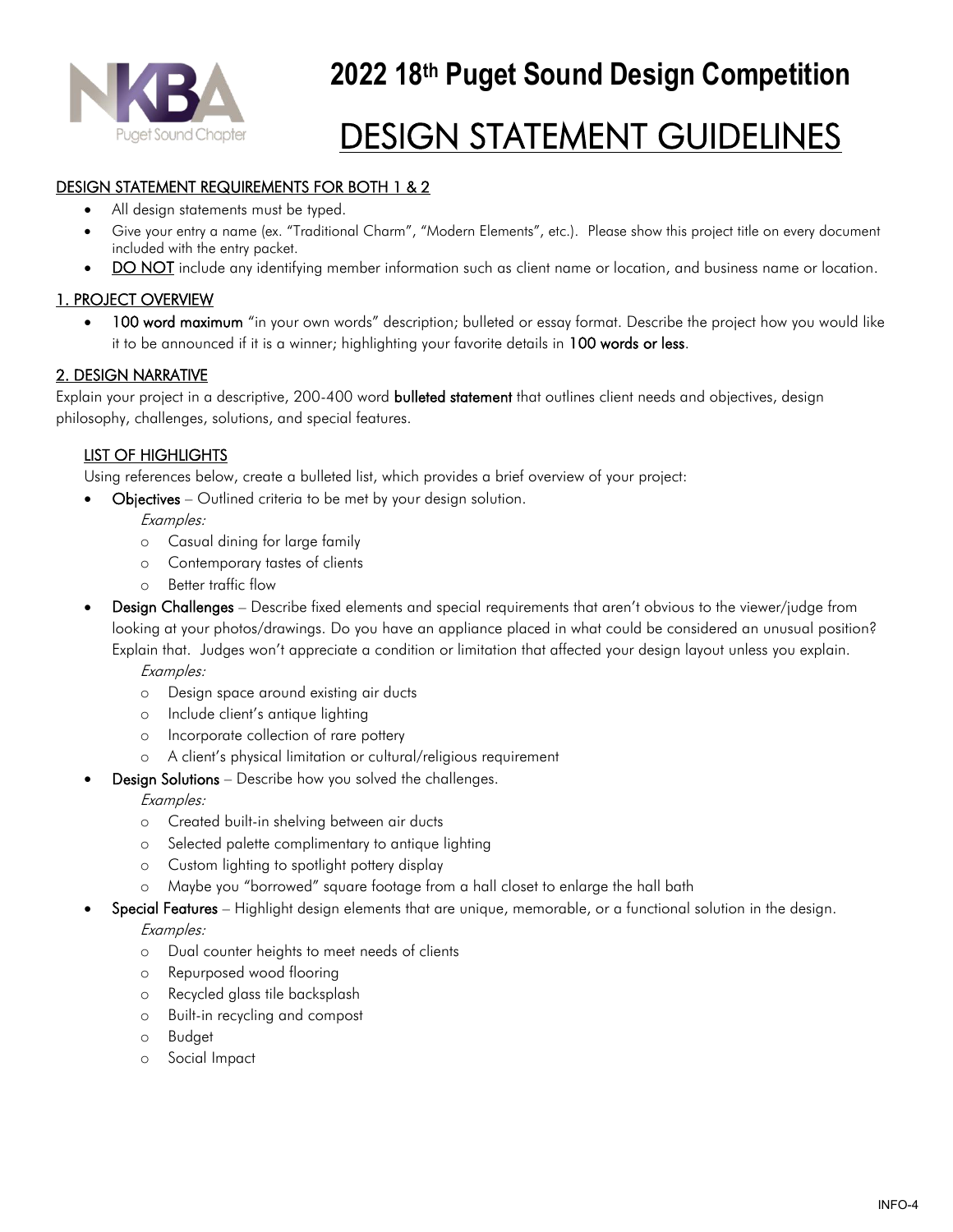# 2022 18th Puget Sound Design Competition

# DESIGN STATEMENT GUIDELINES

## DESIGN STATEMENT REQUIREMENTS FOR BOTH 1 & 2

- All design statements must be typed.
- Give your entry a name (ex. "Traditional Charm", "Modern Elements", etc.). Please show this project title on every document included with the entry packet.
- DO NOT include any identifying member information such as client name or location, and business name or location.

## 1. PROJECT OVERVIEW

- **100 word maximum** "in your own words" description; bulleted or essay format. Describe the project how you would like it to be announced if it is a winner; highlighting your favorite details in **100 words or less**.

## 2. DESIGN NARRATIVE

Explain your project in a descriptive, 200-400 word **bulleted statement** that outlines client needs and objectives, design philosophy, challenges, solutions, and special features.

### LIST OF HIGHLIGHTS

Using references below, create a bulleted list, which provides a brief overview of your project:

- **Objectives** – Outlined criteria to be met by your design solution.

  *Examples:*
  - Casual dining for large family
  - Contemporary tastes of clients
  - Better traffic flow
- **Design Challenges** – Describe fixed elements and special requirements that aren't obvious to the viewer/judge from looking at your photos/drawings. Do you have an appliance placed in what could be considered an unusual position? Explain that. Judges won't appreciate a condition or limitation that affected your design layout unless you explain.

  *Examples:*
  - Design space around existing air ducts
  - Include client's antique lighting
  - Incorporate collection of rare pottery
  - A client's physical limitation or cultural/religious requirement
- **Design Solutions** – Describe how you solved the challenges.

  *Examples:*
  - Created built-in shelving between air ducts
  - Selected palette complimentary to antique lighting
  - Custom lighting to spotlight pottery display
  - Maybe you "borrowed" square footage from a hall closet to enlarge the hall bath
- **Special Features** – Highlight design elements that are unique, memorable, or a functional solution in the design.

  *Examples:*
  - Dual counter heights to meet needs of clients
  - Repurposed wood flooring
  - Recycled glass tile backsplash
  - Built-in recycling and compost
  - Budget
  - Social Impact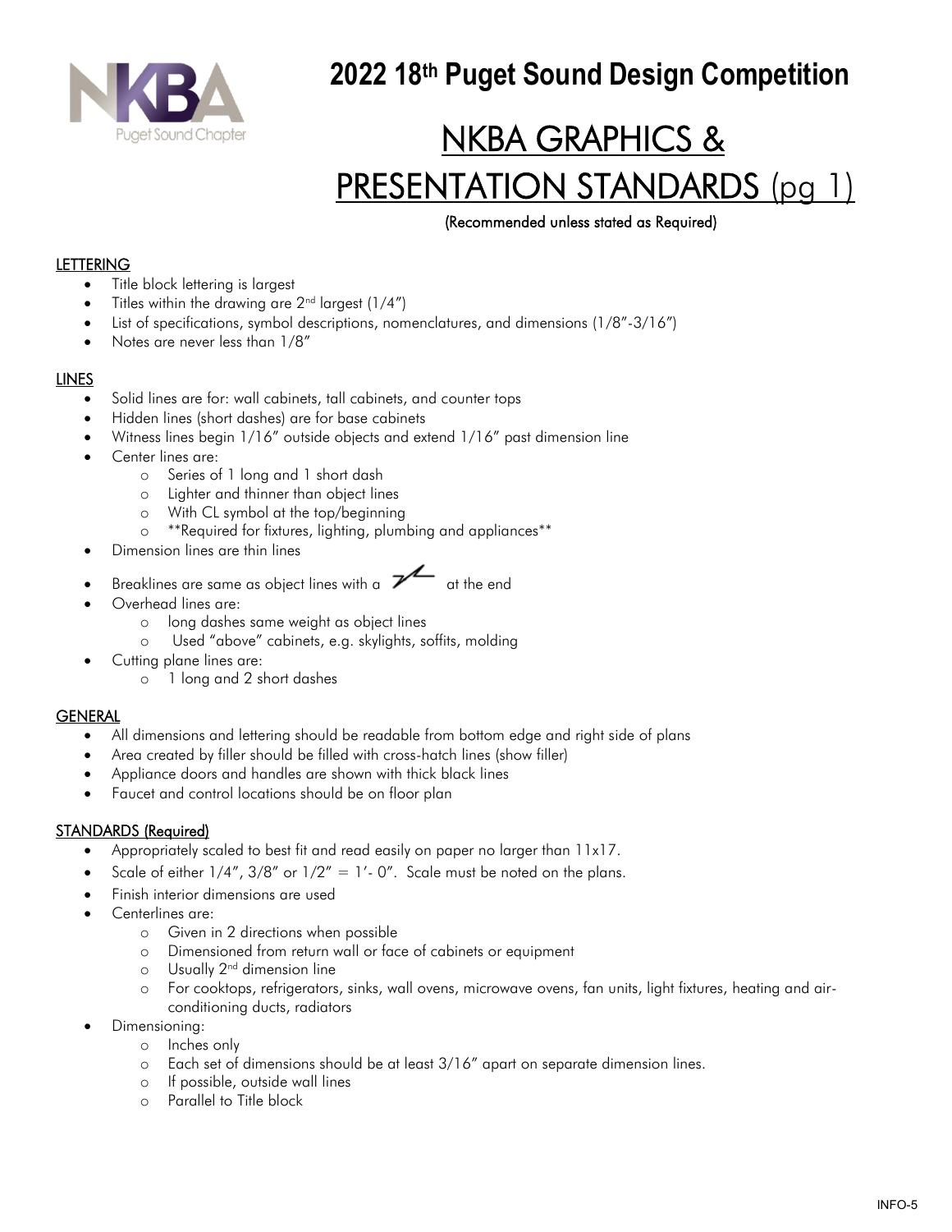# 2022 18th Puget Sound Design Competition

## NKBA GRAPHICS & PRESENTATION STANDARDS (pg 1)

(Recommended unless stated as Required)

### LETTERING

- Title block lettering is largest
- Titles within the drawing are 2nd largest (1/4")
- List of specifications, symbol descriptions, nomenclatures, and dimensions (1/8"-3/16")
- Notes are never less than 1/8"

### LINES

- Solid lines are for: wall cabinets, tall cabinets, and counter tops
- Hidden lines (short dashes) are for base cabinets
- Witness lines begin 1/16" outside objects and extend 1/16" past dimension line
- Center lines are:
  - Series of 1 long and 1 short dash
  - Lighter and thinner than object lines
  - With CL symbol at the top/beginning
  - **Required for fixtures, lighting, plumbing and appliances**
- Dimension lines are thin lines
- Breaklines are same as object lines with a ⁄⁄ at the end
- Overhead lines are:
  - long dashes same weight as object lines
  - Used "above" cabinets, e.g. skylights, soffits, molding
- Cutting plane lines are:
  - 1 long and 2 short dashes

### GENERAL

- All dimensions and lettering should be readable from bottom edge and right side of plans
- Area created by filler should be filled with cross-hatch lines (show filler)
- Appliance doors and handles are shown with thick black lines
- Faucet and control locations should be on floor plan

### STANDARDS (Required)

- Appropriately scaled to best fit and read easily on paper no larger than 11x17.
- Scale of either 1/4", 3/8" or 1/2" = 1'- 0". Scale must be noted on the plans.
- Finish interior dimensions are used
- Centerlines are:
  - Given in 2 directions when possible
  - Dimensioned from return wall or face of cabinets or equipment
  - Usually 2nd dimension line
  - For cooktops, refrigerators, sinks, wall ovens, microwave ovens, fan units, light fixtures, heating and air-conditioning ducts, radiators
- Dimensioning:
  - Inches only
  - Each set of dimensions should be at least 3/16" apart on separate dimension lines.
  - If possible, outside wall lines
  - Parallel to Title block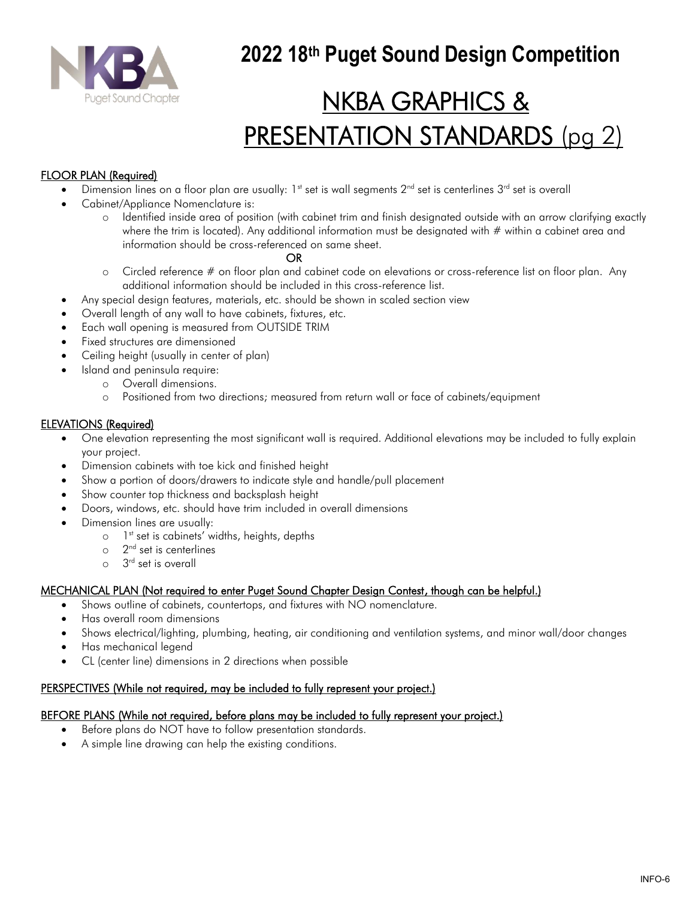# 2022 18th Puget Sound Design Competition

# NKBA GRAPHICS & PRESENTATION STANDARDS (pg 2)

**FLOOR PLAN (Required)**

- Dimension lines on a floor plan are usually: 1st set is wall segments 2nd set is centerlines 3rd set is overall
- Cabinet/Appliance Nomenclature is:
  - Identified inside area of position (with cabinet trim and finish designated outside with an arrow clarifying exactly where the trim is located). Any additional information must be designated with # within a cabinet area and information should be cross-referenced on same sheet.

    OR

  - Circled reference # on floor plan and cabinet code on elevations or cross-reference list on floor plan. Any additional information should be included in this cross-reference list.
- Any special design features, materials, etc. should be shown in scaled section view
- Overall length of any wall to have cabinets, fixtures, etc.
- Each wall opening is measured from OUTSIDE TRIM
- Fixed structures are dimensioned
- Ceiling height (usually in center of plan)
- Island and peninsula require:
  - Overall dimensions.
  - Positioned from two directions; measured from return wall or face of cabinets/equipment

**ELEVATIONS (Required)**

- One elevation representing the most significant wall is required. Additional elevations may be included to fully explain your project.
- Dimension cabinets with toe kick and finished height
- Show a portion of doors/drawers to indicate style and handle/pull placement
- Show counter top thickness and backsplash height
- Doors, windows, etc. should have trim included in overall dimensions
- Dimension lines are usually:
  - 1st set is cabinets' widths, heights, depths
  - 2nd set is centerlines
  - 3rd set is overall

**MECHANICAL PLAN (Not required to enter Puget Sound Chapter Design Contest, though can be helpful.)**

- Shows outline of cabinets, countertops, and fixtures with NO nomenclature.
- Has overall room dimensions
- Shows electrical/lighting, plumbing, heating, air conditioning and ventilation systems, and minor wall/door changes
- Has mechanical legend
- CL (center line) dimensions in 2 directions when possible

**PERSPECTIVES (While not required, may be included to fully represent your project.)**

**BEFORE PLANS (While not required, before plans may be included to fully represent your project.)**

- Before plans do NOT have to follow presentation standards.
- A simple line drawing can help the existing conditions.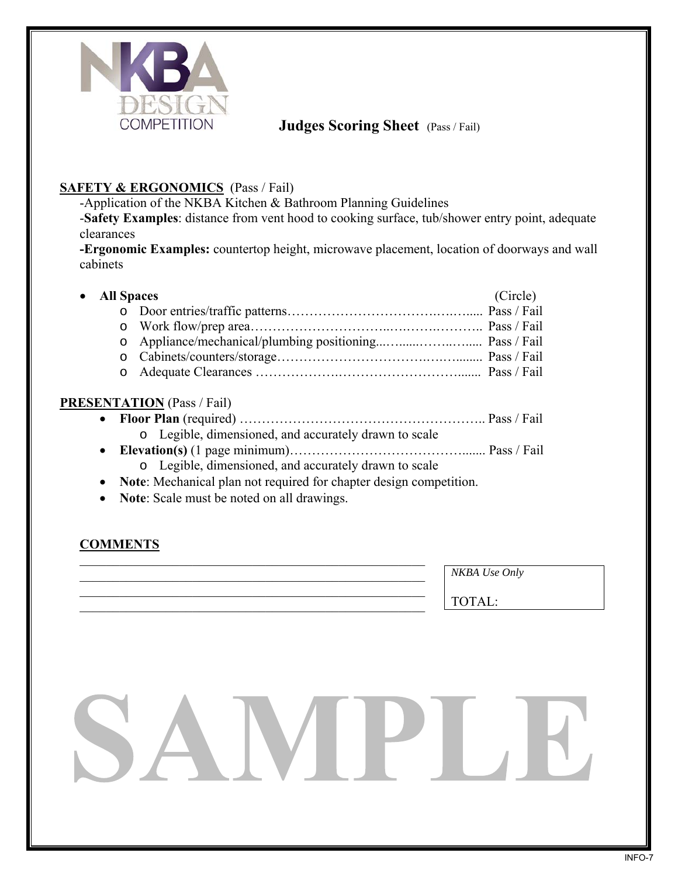NKBA DESIGN COMPETITION

# Judges Scoring Sheet (Pass / Fail)

**SAFETY & ERGONOMICS** (Pass / Fail)

-Application of the NKBA Kitchen & Bathroom Planning Guidelines

-**Safety Examples**: distance from vent hood to cooking surface, tub/shower entry point, adequate clearances

**-Ergonomic Examples:** countertop height, microwave placement, location of doorways and wall cabinets

- **All Spaces** (Circle)
  - Door entries/traffic patterns…………………………………..….…..... Pass / Fail
  - Work flow/prep area…………………………...….…….………... Pass / Fail
  - Appliance/mechanical/plumbing positioning...…......………..….... Pass / Fail
  - Cabinets/counters/storage…………………………….….….......... Pass / Fail
  - Adequate Clearances ……………….……………………………...... Pass / Fail

**PRESENTATION** (Pass / Fail)

- **Floor Plan** (required) ……………………………………………….. Pass / Fail
  - Legible, dimensioned, and accurately drawn to scale
- **Elevation(s)** (1 page minimum)……………………………………....... Pass / Fail
  - Legible, dimensioned, and accurately drawn to scale
- **Note**: Mechanical plan not required for chapter design competition.
- **Note**: Scale must be noted on all drawings.

**COMMENTS**

______________________________________________________________

______________________________________________________________

______________________________________________________________

______________________________________________________________

*NKBA Use Only*

TOTAL:

SAMPLE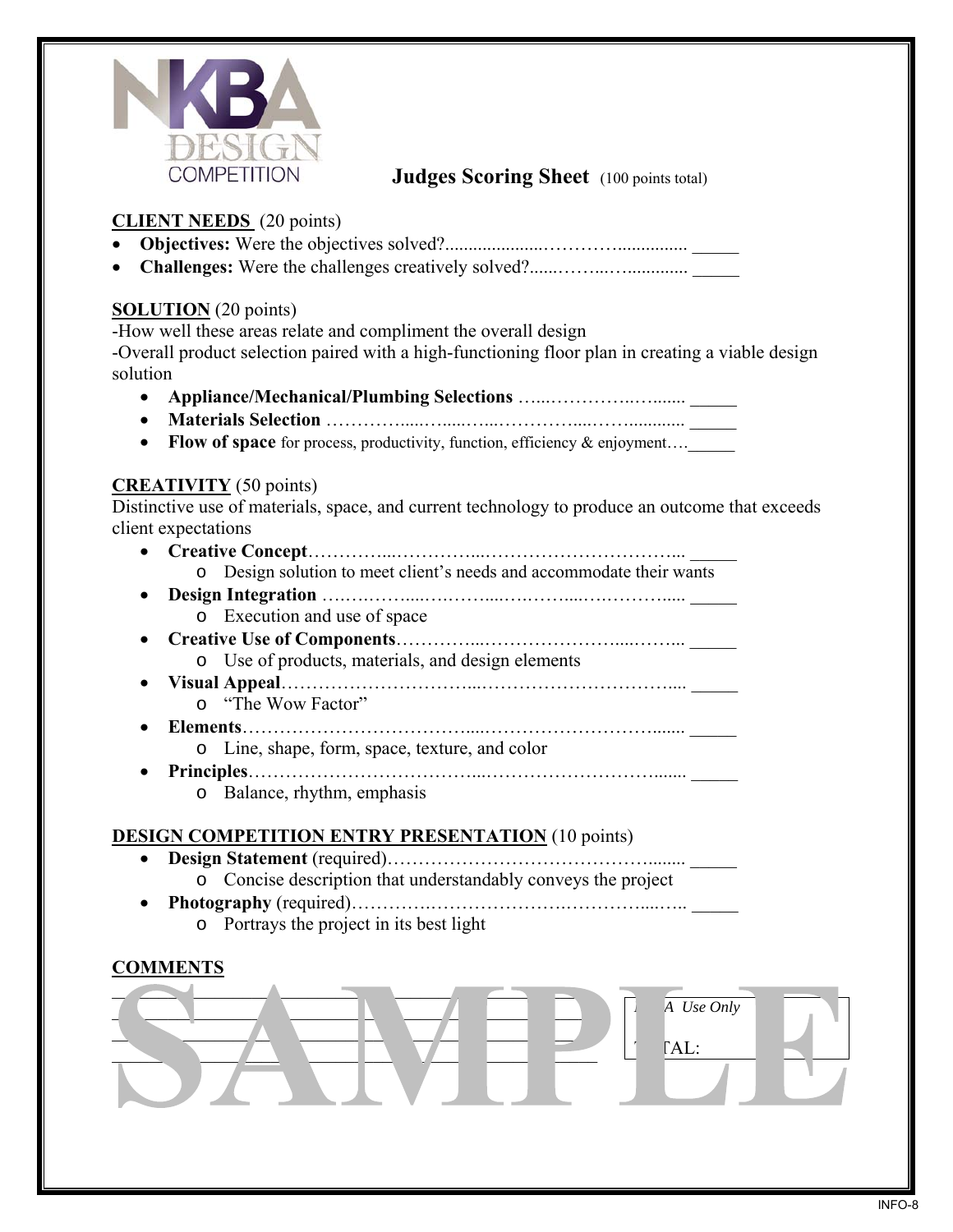NKBA DESIGN COMPETITION

## Judges Scoring Sheet (100 points total)

**CLIENT NEEDS** (20 points)

- **Objectives:** Were the objectives solved?................................................ _____
- **Challenges:** Were the challenges creatively solved?.................................. _____

**SOLUTION** (20 points)

-How well these areas relate and compliment the overall design
-Overall product selection paired with a high-functioning floor plan in creating a viable design solution

- **Appliance/Mechanical/Plumbing Selections** .......................... _____
- **Materials Selection** ................................................................ _____
- **Flow of space** for process, productivity, function, efficiency & enjoyment….._____

**CREATIVITY** (50 points)

Distinctive use of materials, space, and current technology to produce an outcome that exceeds client expectations

- **Creative Concept**........................................................................ _____
  - Design solution to meet client's needs and accommodate their wants
- **Design Integration** ...................................................................... _____
  - Execution and use of space
- **Creative Use of Components**....................................................... _____
  - Use of products, materials, and design elements
- **Visual Appeal**.............................................................................. _____
  - "The Wow Factor"
- **Elements**..................................................................................... _____
  - Line, shape, form, space, texture, and color
- **Principles**.................................................................................... _____
  - Balance, rhythm, emphasis

**DESIGN COMPETITION ENTRY PRESENTATION** (10 points)

- **Design Statement** (required)......................................................... _____
  - Concise description that understandably conveys the project
- **Photography** (required)................................................................. _____
  - Portrays the project in its best light

**COMMENTS**

______________________________________________

______________________________________________

______________________________________________

______________________________________________

*NKBA Use Only*

TOTAL:

SAMPLE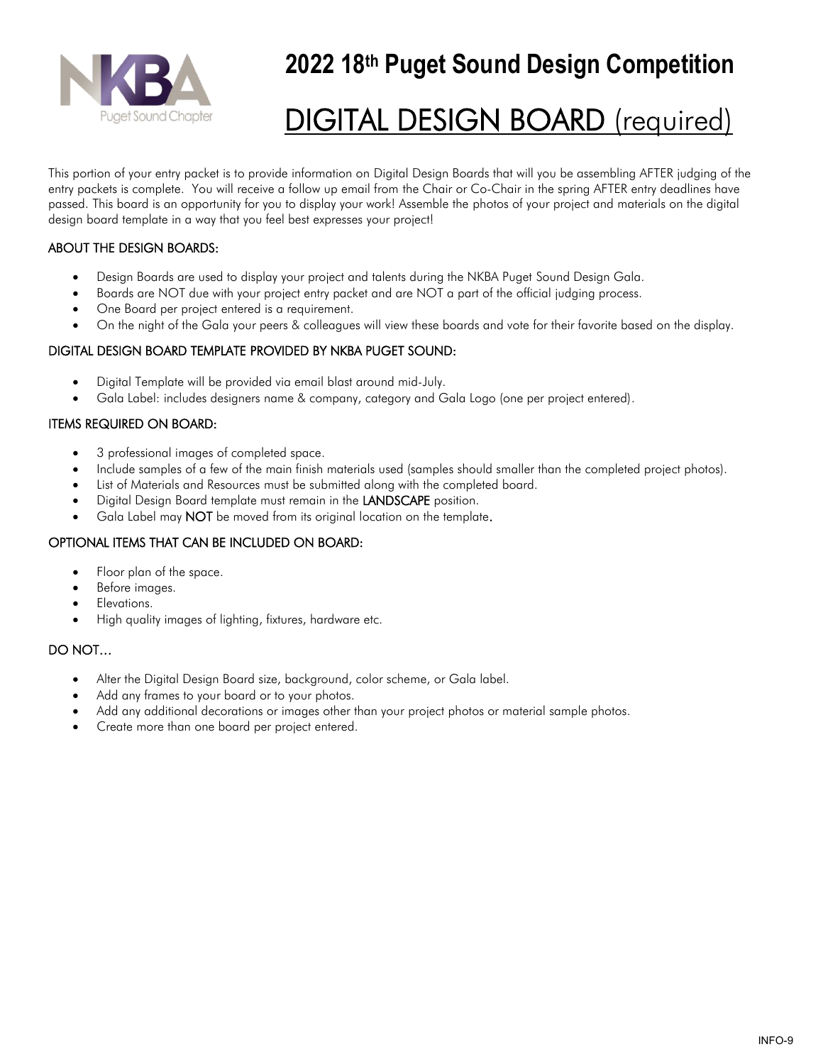# 2022 18th Puget Sound Design Competition

## DIGITAL DESIGN BOARD (required)

This portion of your entry packet is to provide information on Digital Design Boards that will you be assembling AFTER judging of the entry packets is complete. You will receive a follow up email from the Chair or Co-Chair in the spring AFTER entry deadlines have passed. This board is an opportunity for you to display your work! Assemble the photos of your project and materials on the digital design board template in a way that you feel best expresses your project!

### ABOUT THE DESIGN BOARDS:

- Design Boards are used to display your project and talents during the NKBA Puget Sound Design Gala.
- Boards are NOT due with your project entry packet and are NOT a part of the official judging process.
- One Board per project entered is a requirement.
- On the night of the Gala your peers & colleagues will view these boards and vote for their favorite based on the display.

### DIGITAL DESIGN BOARD TEMPLATE PROVIDED BY NKBA PUGET SOUND:

- Digital Template will be provided via email blast around mid-July.
- Gala Label: includes designers name & company, category and Gala Logo (one per project entered).

### ITEMS REQUIRED ON BOARD:

- 3 professional images of completed space.
- Include samples of a few of the main finish materials used (samples should smaller than the completed project photos).
- List of Materials and Resources must be submitted along with the completed board.
- Digital Design Board template must remain in the LANDSCAPE position.
- Gala Label may NOT be moved from its original location on the template.

### OPTIONAL ITEMS THAT CAN BE INCLUDED ON BOARD:

- Floor plan of the space.
- Before images.
- Elevations.
- High quality images of lighting, fixtures, hardware etc.

### DO NOT…

- Alter the Digital Design Board size, background, color scheme, or Gala label.
- Add any frames to your board or to your photos.
- Add any additional decorations or images other than your project photos or material sample photos.
- Create more than one board per project entered.